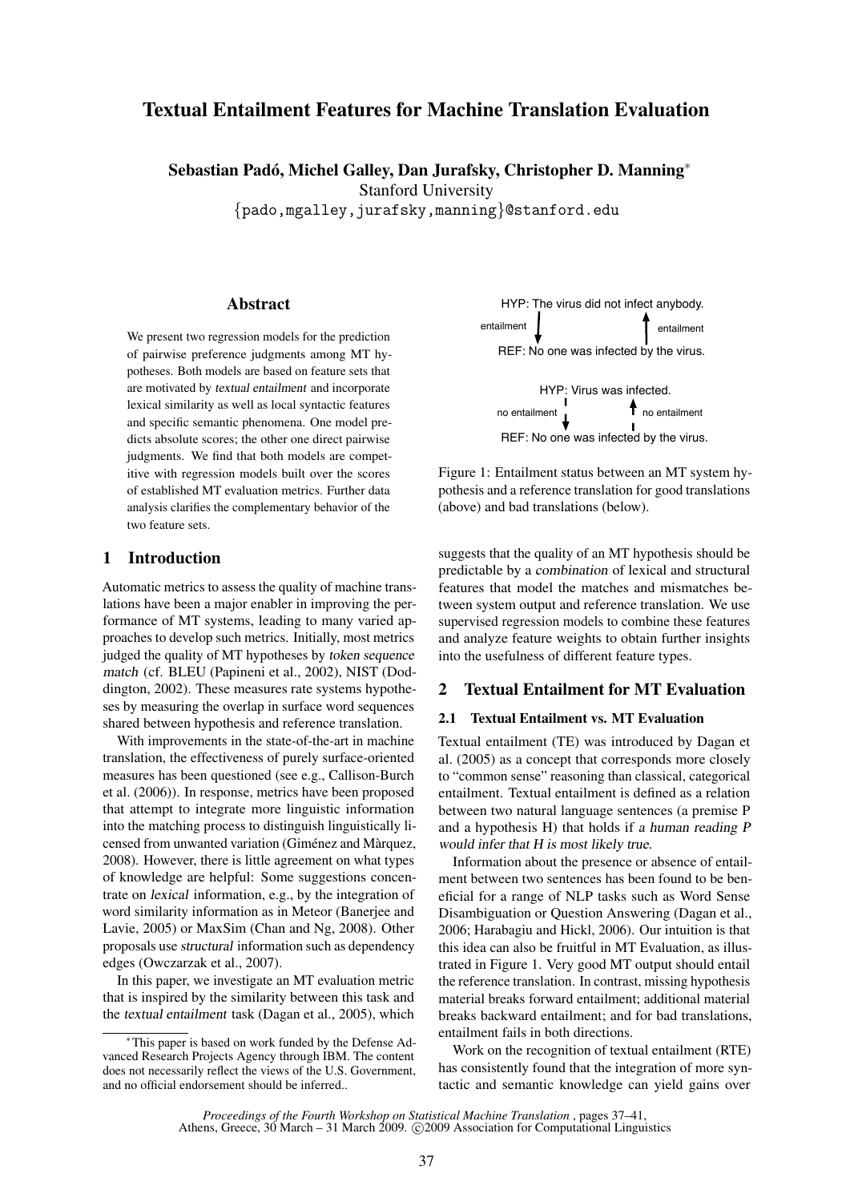# Textual Entailment Features for Machine Translation Evaluation

**Sebastian Padó, Michel Galley, Dan Jurafsky, Christopher D. Manning***

Stanford University

{pado,mgalley,jurafsky,manning}@stanford.edu

## Abstract

We present two regression models for the prediction of pairwise preference judgments among MT hypotheses. Both models are based on feature sets that are motivated by *textual entailment* and incorporate lexical similarity as well as local syntactic features and specific semantic phenomena. One model predicts absolute scores; the other one direct pairwise judgments. We find that both models are competitive with regression models built over the scores of established MT evaluation metrics. Further data analysis clarifies the complementary behavior of the two feature sets.

## 1 Introduction

Automatic metrics to assess the quality of machine translations have been a major enabler in improving the performance of MT systems, leading to many varied approaches to develop such metrics. Initially, most metrics judged the quality of MT hypotheses by *token sequence match* (cf. BLEU (Papineni et al., 2002), NIST (Doddington, 2002). These measures rate systems hypotheses by measuring the overlap in surface word sequences shared between hypothesis and reference translation.

With improvements in the state-of-the-art in machine translation, the effectiveness of purely surface-oriented measures has been questioned (see e.g., Callison-Burch et al. (2006)). In response, metrics have been proposed that attempt to integrate more linguistic information into the matching process to distinguish linguistically licensed from unwanted variation (Giménez and Màrquez, 2008). However, there is little agreement on what types of knowledge are helpful: Some suggestions concentrate on *lexical* information, e.g., by the integration of word similarity information as in Meteor (Banerjee and Lavie, 2005) or MaxSim (Chan and Ng, 2008). Other proposals use *structural* information such as dependency edges (Owczarzak et al., 2007).

In this paper, we investigate an MT evaluation metric that is inspired by the similarity between this task and the *textual entailment* task (Dagan et al., 2005), which suggests that the quality of an MT hypothesis should be predictable by a *combination* of lexical and structural features that model the matches and mismatches between system output and reference translation. We use supervised regression models to combine these features and analyze feature weights to obtain further insights into the usefulness of different feature types.

HYP: The virus did not infect anybody.
entailment ↓ ↑ entailment
REF: No one was infected by the virus.

HYP: Virus was infected.
no entailment ↓ ↑ no entailment
REF: No one was infected by the virus.

Figure 1: Entailment status between an MT system hypothesis and a reference translation for good translations (above) and bad translations (below).

## 2 Textual Entailment for MT Evaluation

### 2.1 Textual Entailment vs. MT Evaluation

Textual entailment (TE) was introduced by Dagan et al. (2005) as a concept that corresponds more closely to "common sense" reasoning than classical, categorical entailment. Textual entailment is defined as a relation between two natural language sentences (a premise P and a hypothesis H) that holds if *a human reading P would infer that H is most likely true*.

Information about the presence or absence of entailment between two sentences has been found to be beneficial for a range of NLP tasks such as Word Sense Disambiguation or Question Answering (Dagan et al., 2006; Harabagiu and Hickl, 2006). Our intuition is that this idea can also be fruitful in MT Evaluation, as illustrated in Figure 1. Very good MT output should entail the reference translation. In contrast, missing hypothesis material breaks forward entailment; additional material breaks backward entailment; and for bad translations, entailment fails in both directions.

Work on the recognition of textual entailment (RTE) has consistently found that the integration of more syntactic and semantic knowledge can yield gains over

*This paper is based on work funded by the Defense Advanced Research Projects Agency through IBM. The content does not necessarily reflect the views of the U.S. Government, and no official endorsement should be inferred..

*Proceedings of the Fourth Workshop on Statistical Machine Translation*, pages 37–41, Athens, Greece, 30 March – 31 March 2009. ©2009 Association for Computational Linguistics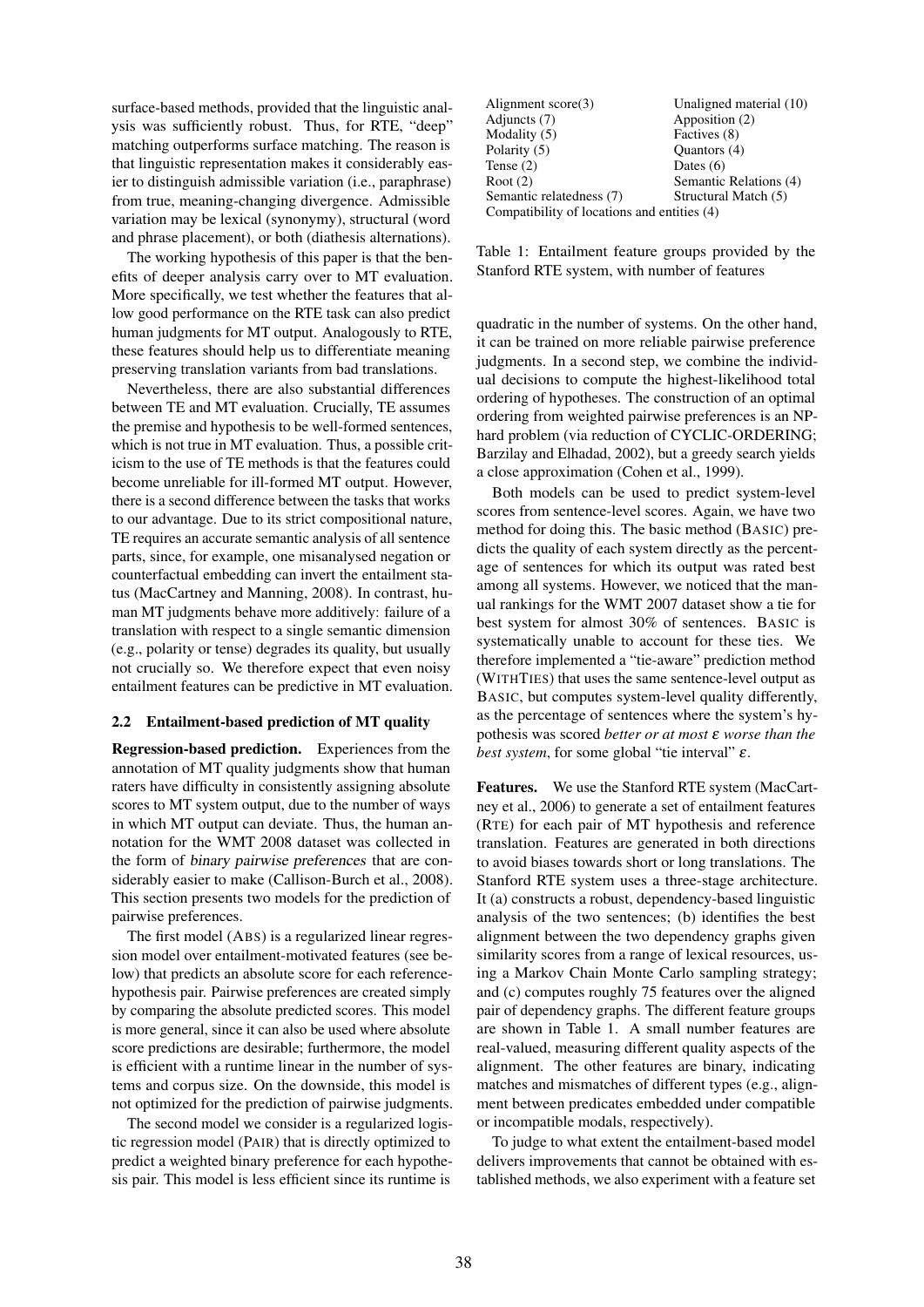surface-based methods, provided that the linguistic analysis was sufficiently robust. Thus, for RTE, "deep" matching outperforms surface matching. The reason is that linguistic representation makes it considerably easier to distinguish admissible variation (i.e., paraphrase) from true, meaning-changing divergence. Admissible variation may be lexical (synonymy), structural (word and phrase placement), or both (diathesis alternations).

The working hypothesis of this paper is that the benefits of deeper analysis carry over to MT evaluation. More specifically, we test whether the features that allow good performance on the RTE task can also predict human judgments for MT output. Analogously to RTE, these features should help us to differentiate meaning preserving translation variants from bad translations.

Nevertheless, there are also substantial differences between TE and MT evaluation. Crucially, TE assumes the premise and hypothesis to be well-formed sentences, which is not true in MT evaluation. Thus, a possible criticism to the use of TE methods is that the features could become unreliable for ill-formed MT output. However, there is a second difference between the tasks that works to our advantage. Due to its strict compositional nature, TE requires an accurate semantic analysis of all sentence parts, since, for example, one misanalysed negation or counterfactual embedding can invert the entailment status (MacCartney and Manning, 2008). In contrast, human MT judgments behave more additively: failure of a translation with respect to a single semantic dimension (e.g., polarity or tense) degrades its quality, but usually not crucially so. We therefore expect that even noisy entailment features can be predictive in MT evaluation.

### 2.2 Entailment-based prediction of MT quality

**Regression-based prediction.** Experiences from the annotation of MT quality judgments show that human raters have difficulty in consistently assigning absolute scores to MT system output, due to the number of ways in which MT output can deviate. Thus, the human annotation for the WMT 2008 dataset was collected in the form of *binary pairwise preferences* that are considerably easier to make (Callison-Burch et al., 2008). This section presents two models for the prediction of pairwise preferences.

The first model (ABS) is a regularized linear regression model over entailment-motivated features (see below) that predicts an absolute score for each reference-hypothesis pair. Pairwise preferences are created simply by comparing the absolute predicted scores. This model is more general, since it can also be used where absolute score predictions are desirable; furthermore, the model is efficient with a runtime linear in the number of systems and corpus size. On the downside, this model is not optimized for the prediction of pairwise judgments.

The second model we consider is a regularized logistic regression model (PAIR) that is directly optimized to predict a weighted binary preference for each hypothesis pair. This model is less efficient since its runtime is quadratic in the number of systems. On the other hand, it can be trained on more reliable pairwise preference judgments. In a second step, we combine the individual decisions to compute the highest-likelihood total ordering of hypotheses. The construction of an optimal ordering from weighted pairwise preferences is an NP-hard problem (via reduction of CYCLIC-ORDERING; Barzilay and Elhadad, 2002), but a greedy search yields a close approximation (Cohen et al., 1999).

Both models can be used to predict system-level scores from sentence-level scores. Again, we have two method for doing this. The basic method (BASIC) predicts the quality of each system directly as the percentage of sentences for which its output was rated best among all systems. However, we noticed that the manual rankings for the WMT 2007 dataset show a tie for best system for almost 30% of sentences. BASIC is systematically unable to account for these ties. We therefore implemented a "tie-aware" prediction method (WITHTIES) that uses the same sentence-level output as BASIC, but computes system-level quality differently, as the percentage of sentences where the system's hypothesis was scored *better or at most $\varepsilon$ worse than the best system*, for some global "tie interval" $\varepsilon$.

| | |
|---|---|
| Alignment score(3) | Unaligned material (10) |
| Adjuncts (7) | Apposition (2) |
| Modality (5) | Factives (8) |
| Polarity (5) | Quantors (4) |
| Tense (2) | Dates (6) |
| Root (2) | Semantic Relations (4) |
| Semantic relatedness (7) | Structural Match (5) |
| Compatibility of locations and entities (4) | |

Table 1: Entailment feature groups provided by the Stanford RTE system, with number of features

**Features.** We use the Stanford RTE system (MacCartney et al., 2006) to generate a set of entailment features (RTE) for each pair of MT hypothesis and reference translation. Features are generated in both directions to avoid biases towards short or long translations. The Stanford RTE system uses a three-stage architecture. It (a) constructs a robust, dependency-based linguistic analysis of the two sentences; (b) identifies the best alignment between the two dependency graphs given similarity scores from a range of lexical resources, using a Markov Chain Monte Carlo sampling strategy; and (c) computes roughly 75 features over the aligned pair of dependency graphs. The different feature groups are shown in Table 1. A small number features are real-valued, measuring different quality aspects of the alignment. The other features are binary, indicating matches and mismatches of different types (e.g., alignment between predicates embedded under compatible or incompatible modals, respectively).

To judge to what extent the entailment-based model delivers improvements that cannot be obtained with established methods, we also experiment with a feature set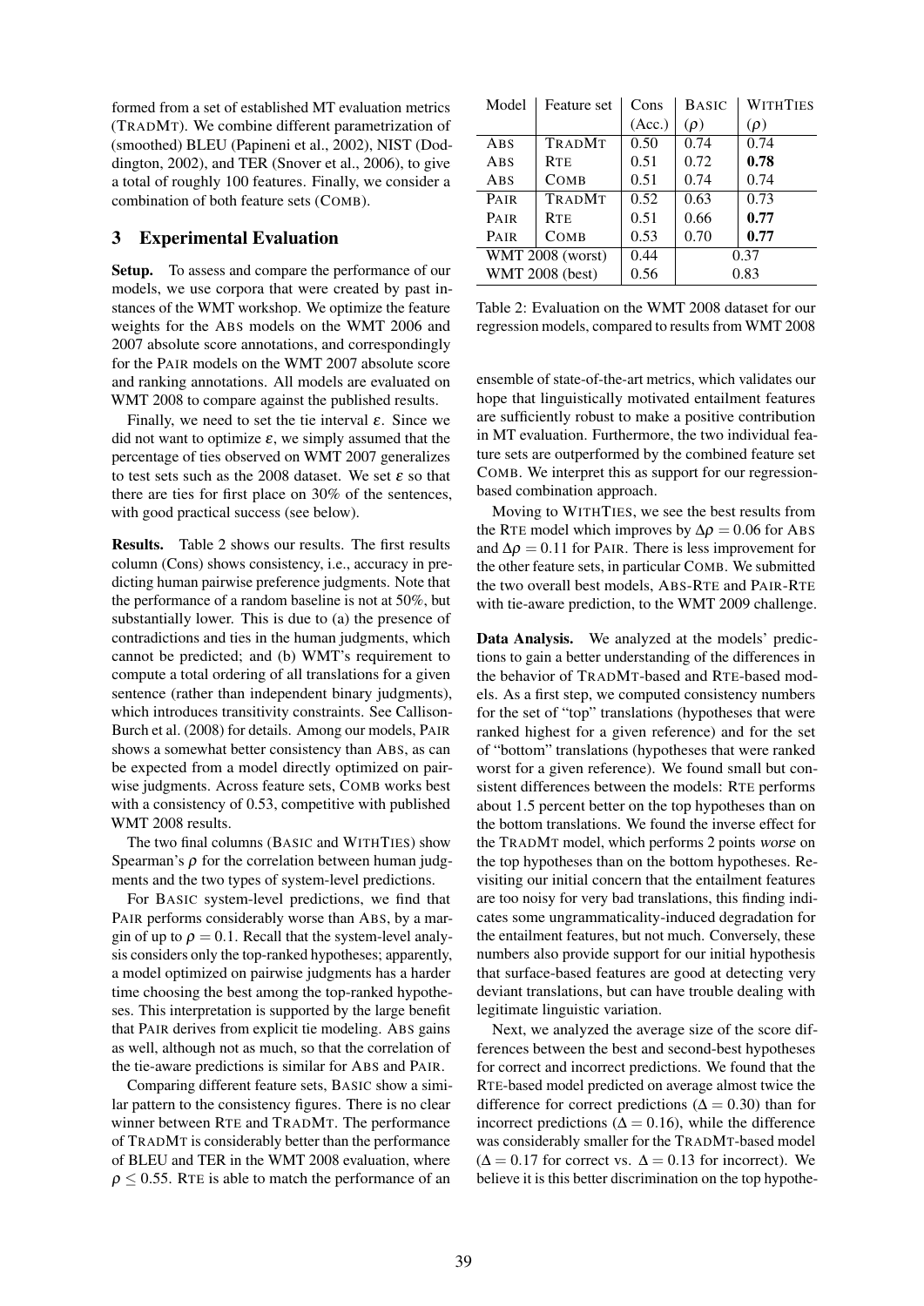formed from a set of established MT evaluation metrics (TradMT). We combine different parametrization of (smoothed) BLEU (Papineni et al., 2002), NIST (Doddington, 2002), and TER (Snover et al., 2006), to give a total of roughly 100 features. Finally, we consider a combination of both feature sets (Comb).

## 3 Experimental Evaluation

**Setup.** To assess and compare the performance of our models, we use corpora that were created by past instances of the WMT workshop. We optimize the feature weights for the Abs models on the WMT 2006 and 2007 absolute score annotations, and correspondingly for the Pair models on the WMT 2007 absolute score and ranking annotations. All models are evaluated on WMT 2008 to compare against the published results.

Finally, we need to set the tie interval $\varepsilon$. Since we did not want to optimize $\varepsilon$, we simply assumed that the percentage of ties observed on WMT 2007 generalizes to test sets such as the 2008 dataset. We set $\varepsilon$ so that there are ties for first place on 30% of the sentences, with good practical success (see below).

**Results.** Table 2 shows our results. The first results column (Cons) shows consistency, i.e., accuracy in predicting human pairwise preference judgments. Note that the performance of a random baseline is not at 50%, but substantially lower. This is due to (a) the presence of contradictions and ties in the human judgments, which cannot be predicted; and (b) WMT's requirement to compute a total ordering of all translations for a given sentence (rather than independent binary judgments), which introduces transitivity constraints. See Callison-Burch et al. (2008) for details. Among our models, Pair shows a somewhat better consistency than Abs, as can be expected from a model directly optimized on pairwise judgments. Across feature sets, Comb works best with a consistency of 0.53, competitive with published WMT 2008 results.

The two final columns (Basic and WithTies) show Spearman's $\rho$ for the correlation between human judgments and the two types of system-level predictions.

For Basic system-level predictions, we find that Pair performs considerably worse than Abs, by a margin of up to $\rho = 0.1$. Recall that the system-level analysis considers only the top-ranked hypotheses; apparently, a model optimized on pairwise judgments has a harder time choosing the best among the top-ranked hypotheses. This interpretation is supported by the large benefit that Pair derives from explicit tie modeling. Abs gains as well, although not as much, so that the correlation of the tie-aware predictions is similar for Abs and Pair.

Comparing different feature sets, Basic show a similar pattern to the consistency figures. There is no clear winner between Rte and TradMt. The performance of TradMt is considerably better than the performance of BLEU and TER in the WMT 2008 evaluation, where $\rho \leq 0.55$. Rte is able to match the performance of an

| Model | Feature set | Cons (Acc.) | Basic ($\rho$) | WithTies ($\rho$) |
|---|---|---|---|---|
| Abs | TradMt | 0.50 | 0.74 | 0.74 |
| Abs | Rte | 0.51 | 0.72 | **0.78** |
| Abs | Comb | 0.51 | 0.74 | 0.74 |
| Pair | TradMt | 0.52 | 0.63 | 0.73 |
| Pair | Rte | 0.51 | 0.66 | **0.77** |
| Pair | Comb | 0.53 | 0.70 | **0.77** |
| WMT 2008 (worst) | | 0.44 | 0.37 | |
| WMT 2008 (best) | | 0.56 | 0.83 | |

Table 2: Evaluation on the WMT 2008 dataset for our regression models, compared to results from WMT 2008

ensemble of state-of-the-art metrics, which validates our hope that linguistically motivated entailment features are sufficiently robust to make a positive contribution in MT evaluation. Furthermore, the two individual feature sets are outperformed by the combined feature set Comb. We interpret this as support for our regression-based combination approach.

Moving to WithTies, we see the best results from the Rte model which improves by $\Delta\rho = 0.06$ for Abs and $\Delta\rho = 0.11$ for Pair. There is less improvement for the other feature sets, in particular Comb. We submitted the two overall best models, Abs-Rte and Pair-Rte with tie-aware prediction, to the WMT 2009 challenge.

**Data Analysis.** We analyzed at the models' predictions to gain a better understanding of the differences in the behavior of TradMt-based and Rte-based models. As a first step, we computed consistency numbers for the set of "top" translations (hypotheses that were ranked highest for a given reference) and for the set of "bottom" translations (hypotheses that were ranked worst for a given reference). We found small but consistent differences between the models: Rte performs about 1.5 percent better on the top hypotheses than on the bottom translations. We found the inverse effect for the TradMt model, which performs 2 points *worse* on the top hypotheses than on the bottom hypotheses. Revisiting our initial concern that the entailment features are too noisy for very bad translations, this finding indicates some ungrammaticality-induced degradation for the entailment features, but not much. Conversely, these numbers also provide support for our initial hypothesis that surface-based features are good at detecting very deviant translations, but can have trouble dealing with legitimate linguistic variation.

Next, we analyzed the average size of the score differences between the best and second-best hypotheses for correct and incorrect predictions. We found that the Rte-based model predicted on average almost twice the difference for correct predictions ($\Delta = 0.30$) than for incorrect predictions ($\Delta = 0.16$), while the difference was considerably smaller for the TradMt-based model ($\Delta = 0.17$ for correct vs. $\Delta = 0.13$ for incorrect). We believe it is this better discrimination on the top hypothe-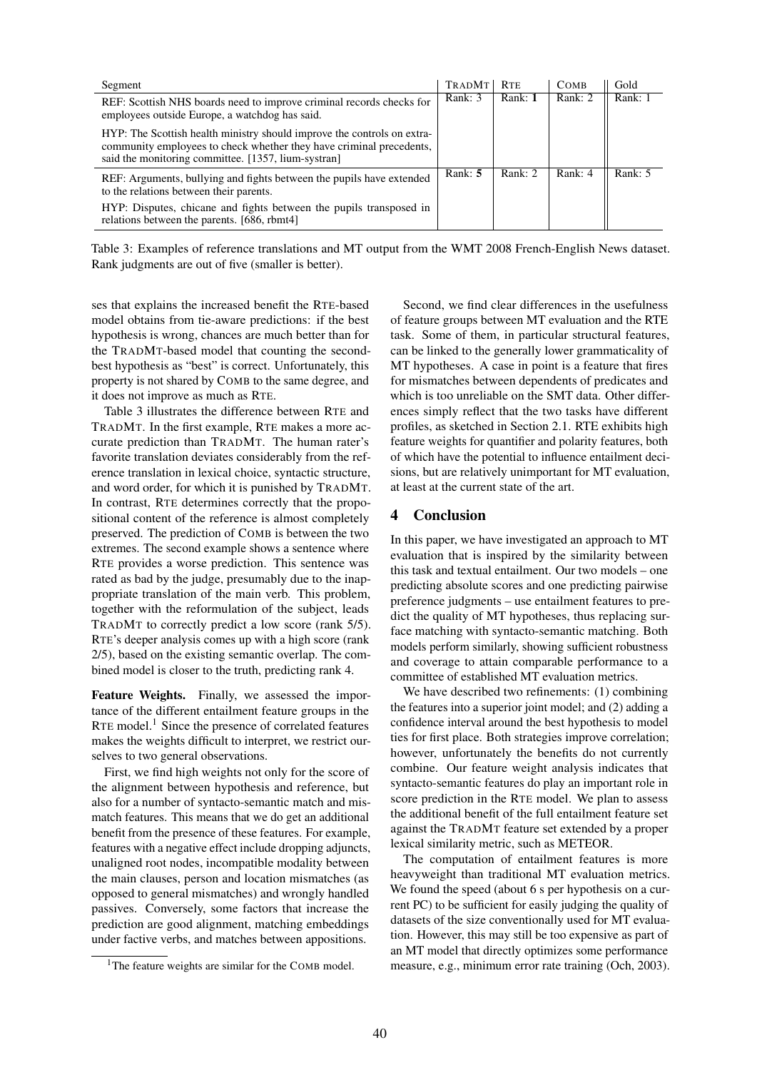| Segment | TRADMT | RTE | COMB | Gold |
|---|---|---|---|---|
| REF: Scottish NHS boards need to improve criminal records checks for employees outside Europe, a watchdog has said.<br>HYP: The Scottish health ministry should improve the controls on extra-community employees to check whether they have criminal precedents, said the monitoring committee. [1357, lium-systran] | Rank: 3 | Rank: **1** | Rank: 2 | Rank: 1 |
| REF: Arguments, bullying and fights between the pupils have extended to the relations between their parents.<br>HYP: Disputes, chicane and fights between the pupils transposed in relations between the parents. [686, rbmt4] | Rank: **5** | Rank: 2 | Rank: 4 | Rank: 5 |

Table 3: Examples of reference translations and MT output from the WMT 2008 French-English News dataset. Rank judgments are out of five (smaller is better).

ses that explains the increased benefit the RTE-based model obtains from tie-aware predictions: if the best hypothesis is wrong, chances are much better than for the TRADMT-based model that counting the second-best hypothesis as "best" is correct. Unfortunately, this property is not shared by COMB to the same degree, and it does not improve as much as RTE.

Table 3 illustrates the difference between RTE and TRADMT. In the first example, RTE makes a more accurate prediction than TRADMT. The human rater's favorite translation deviates considerably from the reference translation in lexical choice, syntactic structure, and word order, for which it is punished by TRADMT. In contrast, RTE determines correctly that the propositional content of the reference is almost completely preserved. The prediction of COMB is between the two extremes. The second example shows a sentence where RTE provides a worse prediction. This sentence was rated as bad by the judge, presumably due to the inappropriate translation of the main verb. This problem, together with the reformulation of the subject, leads TRADMT to correctly predict a low score (rank 5/5). RTE's deeper analysis comes up with a high score (rank 2/5), based on the existing semantic overlap. The combined model is closer to the truth, predicting rank 4.

**Feature Weights.** Finally, we assessed the importance of the different entailment feature groups in the RTE model.[1] Since the presence of correlated features makes the weights difficult to interpret, we restrict ourselves to two general observations.

First, we find high weights not only for the score of the alignment between hypothesis and reference, but also for a number of syntacto-semantic match and mismatch features. This means that we do get an additional benefit from the presence of these features. For example, features with a negative effect include dropping adjuncts, unaligned root nodes, incompatible modality between the main clauses, person and location mismatches (as opposed to general mismatches) and wrongly handled passives. Conversely, some factors that increase the prediction are good alignment, matching embeddings under factive verbs, and matches between appositions.

[1]The feature weights are similar for the COMB model.

Second, we find clear differences in the usefulness of feature groups between MT evaluation and the RTE task. Some of them, in particular structural features, can be linked to the generally lower grammaticality of MT hypotheses. A case in point is a feature that fires for mismatches between dependents of predicates and which is too unreliable on the SMT data. Other differences simply reflect that the two tasks have different profiles, as sketched in Section 2.1. RTE exhibits high feature weights for quantifier and polarity features, both of which have the potential to influence entailment decisions, but are relatively unimportant for MT evaluation, at least at the current state of the art.

## 4 Conclusion

In this paper, we have investigated an approach to MT evaluation that is inspired by the similarity between this task and textual entailment. Our two models – one predicting absolute scores and one predicting pairwise preference judgments – use entailment features to predict the quality of MT hypotheses, thus replacing surface matching with syntacto-semantic matching. Both models perform similarly, showing sufficient robustness and coverage to attain comparable performance to a committee of established MT evaluation metrics.

We have described two refinements: (1) combining the features into a superior joint model; and (2) adding a confidence interval around the best hypothesis to model ties for first place. Both strategies improve correlation; however, unfortunately the benefits do not currently combine. Our feature weight analysis indicates that syntacto-semantic features do play an important role in score prediction in the RTE model. We plan to assess the additional benefit of the full entailment feature set against the TRADMT feature set extended by a proper lexical similarity metric, such as METEOR.

The computation of entailment features is more heavyweight than traditional MT evaluation metrics. We found the speed (about 6 s per hypothesis on a current PC) to be sufficient for easily judging the quality of datasets of the size conventionally used for MT evaluation. However, this may still be too expensive as part of an MT model that directly optimizes some performance measure, e.g., minimum error rate training (Och, 2003).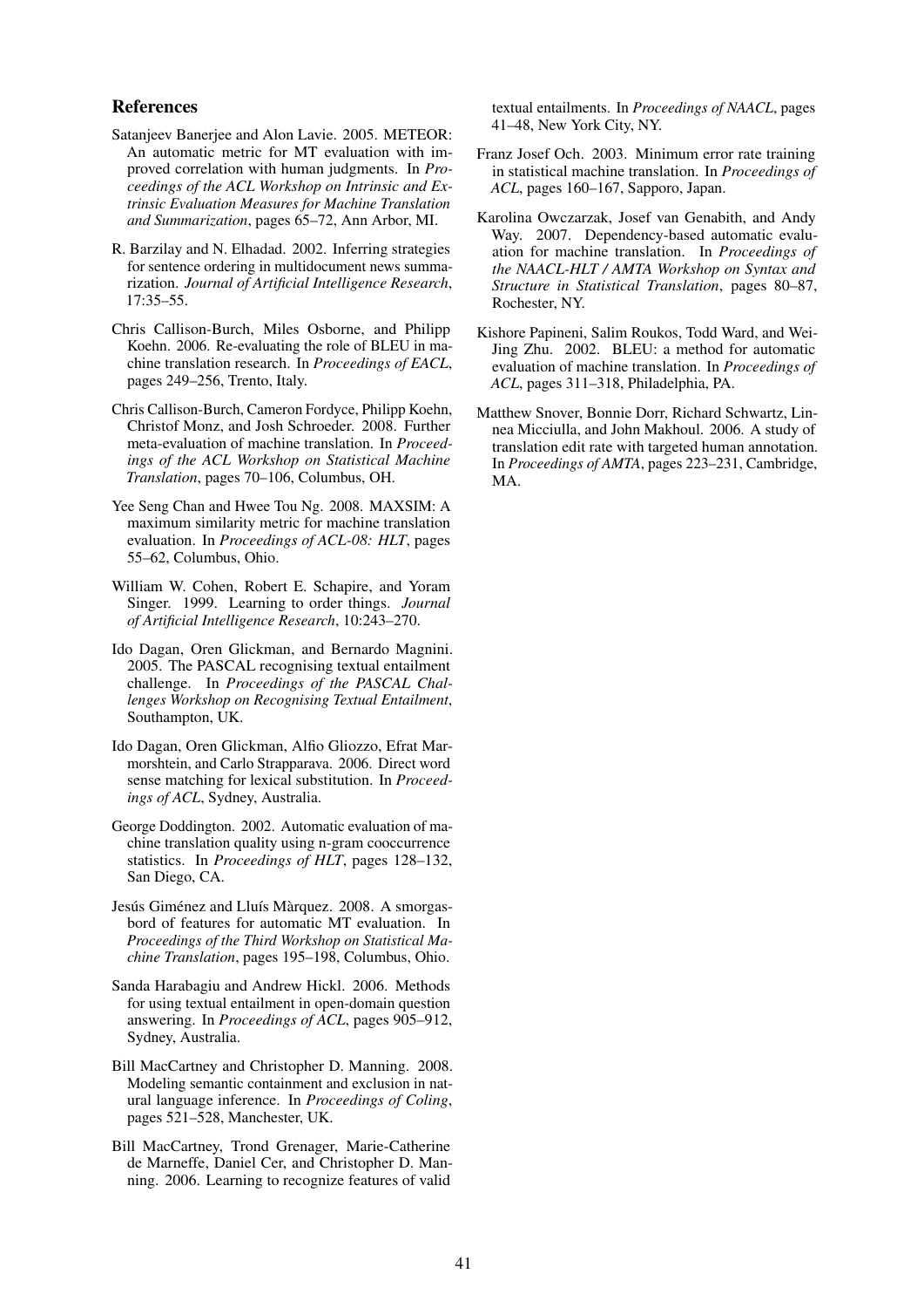## References

Satanjeev Banerjee and Alon Lavie. 2005. METEOR: An automatic metric for MT evaluation with improved correlation with human judgments. In *Proceedings of the ACL Workshop on Intrinsic and Extrinsic Evaluation Measures for Machine Translation and Summarization*, pages 65–72, Ann Arbor, MI.

R. Barzilay and N. Elhadad. 2002. Inferring strategies for sentence ordering in multidocument news summarization. *Journal of Artificial Intelligence Research*, 17:35–55.

Chris Callison-Burch, Miles Osborne, and Philipp Koehn. 2006. Re-evaluating the role of BLEU in machine translation research. In *Proceedings of EACL*, pages 249–256, Trento, Italy.

Chris Callison-Burch, Cameron Fordyce, Philipp Koehn, Christof Monz, and Josh Schroeder. 2008. Further meta-evaluation of machine translation. In *Proceedings of the ACL Workshop on Statistical Machine Translation*, pages 70–106, Columbus, OH.

Yee Seng Chan and Hwee Tou Ng. 2008. MAXSIM: A maximum similarity metric for machine translation evaluation. In *Proceedings of ACL-08: HLT*, pages 55–62, Columbus, Ohio.

William W. Cohen, Robert E. Schapire, and Yoram Singer. 1999. Learning to order things. *Journal of Artificial Intelligence Research*, 10:243–270.

Ido Dagan, Oren Glickman, and Bernardo Magnini. 2005. The PASCAL recognising textual entailment challenge. In *Proceedings of the PASCAL Challenges Workshop on Recognising Textual Entailment*, Southampton, UK.

Ido Dagan, Oren Glickman, Alfio Gliozzo, Efrat Marmorshtein, and Carlo Strapparava. 2006. Direct word sense matching for lexical substitution. In *Proceedings of ACL*, Sydney, Australia.

George Doddington. 2002. Automatic evaluation of machine translation quality using n-gram cooccurrence statistics. In *Proceedings of HLT*, pages 128–132, San Diego, CA.

Jesús Giménez and Lluís Màrquez. 2008. A smorgasbord of features for automatic MT evaluation. In *Proceedings of the Third Workshop on Statistical Machine Translation*, pages 195–198, Columbus, Ohio.

Sanda Harabagiu and Andrew Hickl. 2006. Methods for using textual entailment in open-domain question answering. In *Proceedings of ACL*, pages 905–912, Sydney, Australia.

Bill MacCartney and Christopher D. Manning. 2008. Modeling semantic containment and exclusion in natural language inference. In *Proceedings of Coling*, pages 521–528, Manchester, UK.

Bill MacCartney, Trond Grenager, Marie-Catherine de Marneffe, Daniel Cer, and Christopher D. Manning. 2006. Learning to recognize features of valid textual entailments. In *Proceedings of NAACL*, pages 41–48, New York City, NY.

Franz Josef Och. 2003. Minimum error rate training in statistical machine translation. In *Proceedings of ACL*, pages 160–167, Sapporo, Japan.

Karolina Owczarzak, Josef van Genabith, and Andy Way. 2007. Dependency-based automatic evaluation for machine translation. In *Proceedings of the NAACL-HLT / AMTA Workshop on Syntax and Structure in Statistical Translation*, pages 80–87, Rochester, NY.

Kishore Papineni, Salim Roukos, Todd Ward, and Wei-Jing Zhu. 2002. BLEU: a method for automatic evaluation of machine translation. In *Proceedings of ACL*, pages 311–318, Philadelphia, PA.

Matthew Snover, Bonnie Dorr, Richard Schwartz, Linnea Micciulla, and John Makhoul. 2006. A study of translation edit rate with targeted human annotation. In *Proceedings of AMTA*, pages 223–231, Cambridge, MA.